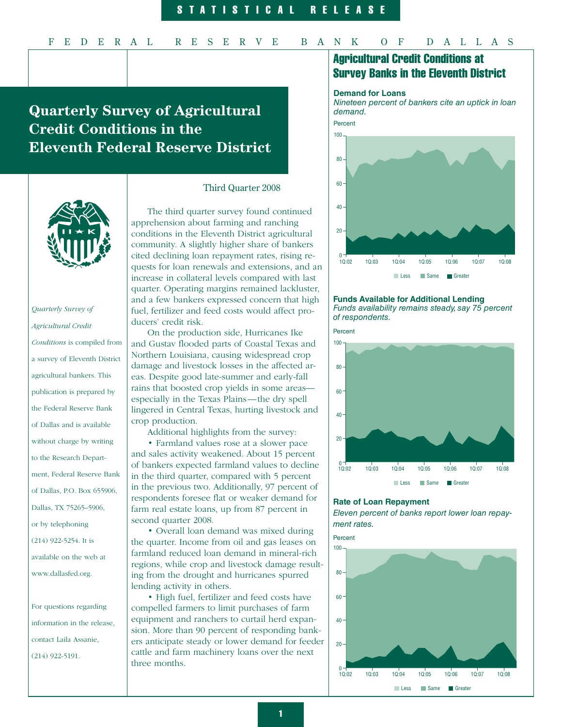STATISTICAL RELEASE

FEDERAL RESERVE BANK OF DALLAS

# Quarterly Survey of Agricultural Credit Conditions in the Eleventh Federal Reserve District

Third Quarter 2008

The third quarter survey found continued apprehension about farming and ranching conditions in the Eleventh District agricultural community. A slightly higher share of bankers cited declining loan repayment rates, rising requests for loan renewals and extensions, and an increase in collateral levels compared with last quarter. Operating margins remained lackluster, and a few bankers expressed concern that high fuel, fertilizer and feed costs would affect producers' credit risk.

On the production side, Hurricanes Ike and Gustav flooded parts of Coastal Texas and Northern Louisiana, causing widespread crop damage and livestock losses in the affected areas. Despite good late-summer and early-fall rains that boosted crop yields in some areas—especially in the Texas Plains—the dry spell lingered in Central Texas, hurting livestock and crop production.

Additional highlights from the survey:

- Farmland values rose at a slower pace and sales activity weakened. About 15 percent of bankers expected farmland values to decline in the third quarter, compared with 5 percent in the previous two. Additionally, 97 percent of respondents foresee flat or weaker demand for farm real estate loans, up from 87 percent in second quarter 2008.
- Overall loan demand was mixed during the quarter. Income from oil and gas leases on farmland reduced loan demand in mineral-rich regions, while crop and livestock damage resulting from the drought and hurricanes spurred lending activity in others.
- High fuel, fertilizer and feed costs have compelled farmers to limit purchases of farm equipment and ranchers to curtail herd expansion. More than 90 percent of responding bankers anticipate steady or lower demand for feeder cattle and farm machinery loans over the next three months.

*Quarterly Survey of Agricultural Credit Conditions* is compiled from a survey of Eleventh District agricultural bankers. This publication is prepared by the Federal Reserve Bank of Dallas and is available without charge by writing to the Research Department, Federal Reserve Bank of Dallas, P.O. Box 655906, Dallas, TX 75265–5906, or by telephoning (214) 922-5254. It is available on the web at www.dallasfed.org.

For questions regarding information in the release, contact Laila Assanie, (214) 922-5191.

## Agricultural Credit Conditions at Survey Banks in the Eleventh District

### Demand for Loans

*Nineteen percent of bankers cite an uptick in loan demand.*

### Funds Available for Additional Lending

*Funds availability remains steady, say 75 percent of respondents.*

### Rate of Loan Repayment

*Eleven percent of banks report lower loan repayment rates.*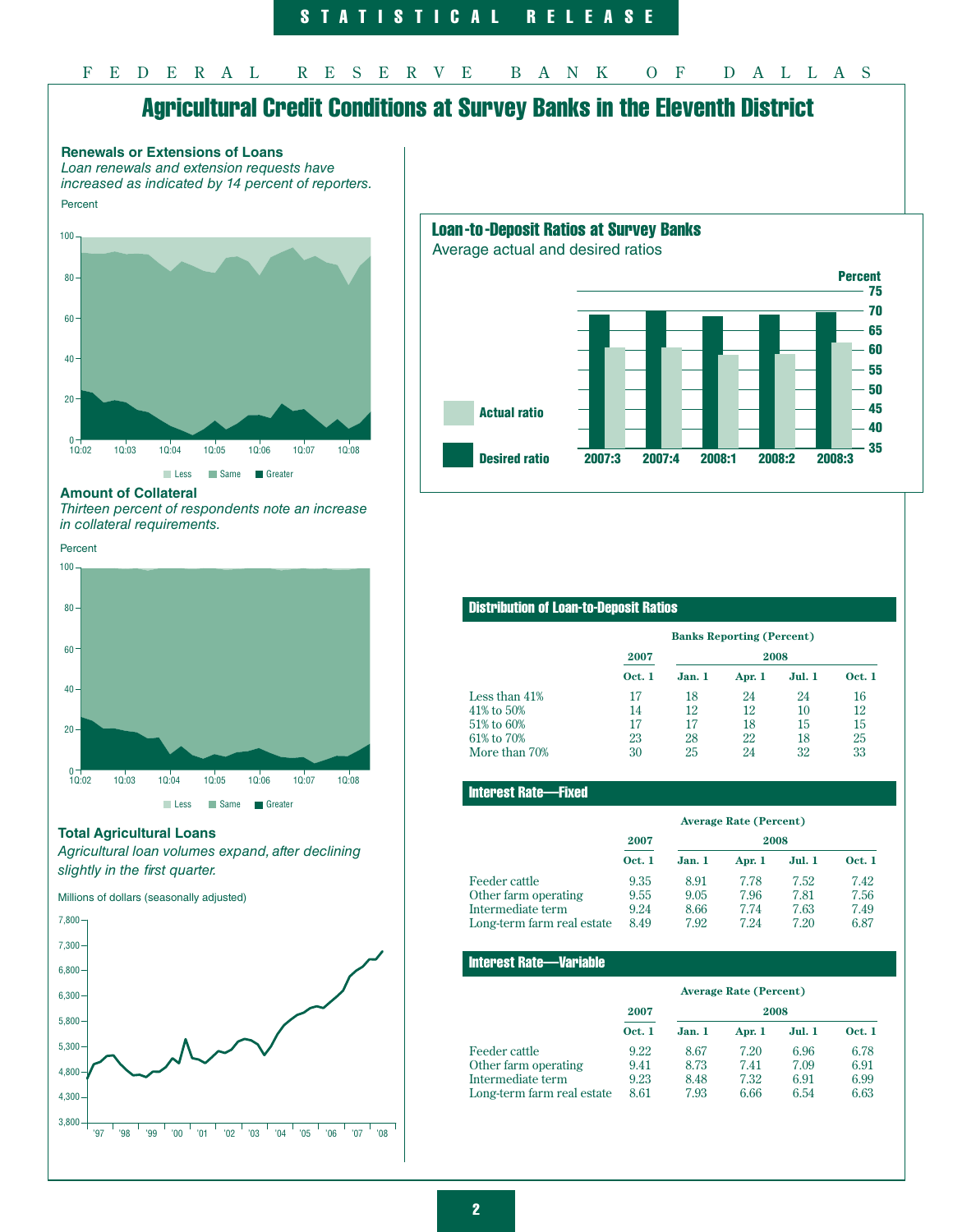# Agricultural Credit Conditions at Survey Banks in the Eleventh District

### Renewals or Extensions of Loans

*Loan renewals and extension requests have increased as indicated by 14 percent of reporters.*

Percent

Less | Same | Greater

### Amount of Collateral

*Thirteen percent of respondents note an increase in collateral requirements.*

Percent

Less | Same | Greater

### Total Agricultural Loans

*Agricultural loan volumes expand, after declining slightly in the first quarter.*

Millions of dollars (seasonally adjusted)

### Loan-to-Deposit Ratios at Survey Banks

Average actual and desired ratios

Actual ratio | Desired ratio

### Distribution of Loan-to-Deposit Ratios

| | Banks Reporting (Percent) | | | | |
|---|---|---|---|---|---|
| | 2007 | 2008 | | | |
| | Oct. 1 | Jan. 1 | Apr. 1 | Jul. 1 | Oct. 1 |
| Less than 41% | 17 | 18 | 24 | 24 | 16 |
| 41% to 50% | 14 | 12 | 12 | 10 | 12 |
| 51% to 60% | 17 | 17 | 18 | 15 | 15 |
| 61% to 70% | 23 | 28 | 22 | 18 | 25 |
| More than 70% | 30 | 25 | 24 | 32 | 33 |

### Interest Rate—Fixed

| | Average Rate (Percent) | | | | |
|---|---|---|---|---|---|
| | 2007 | 2008 | | | |
| | Oct. 1 | Jan. 1 | Apr. 1 | Jul. 1 | Oct. 1 |
| Feeder cattle | 9.35 | 8.91 | 7.78 | 7.52 | 7.42 |
| Other farm operating | 9.55 | 9.05 | 7.96 | 7.81 | 7.56 |
| Intermediate term | 9.24 | 8.66 | 7.74 | 7.63 | 7.49 |
| Long-term farm real estate | 8.49 | 7.92 | 7.24 | 7.20 | 6.87 |

### Interest Rate—Variable

| | Average Rate (Percent) | | | | |
|---|---|---|---|---|---|
| | 2007 | 2008 | | | |
| | Oct. 1 | Jan. 1 | Apr. 1 | Jul. 1 | Oct. 1 |
| Feeder cattle | 9.22 | 8.67 | 7.20 | 6.96 | 6.78 |
| Other farm operating | 9.41 | 8.73 | 7.41 | 7.09 | 6.91 |
| Intermediate term | 9.23 | 8.48 | 7.32 | 6.91 | 6.99 |
| Long-term farm real estate | 8.61 | 7.93 | 6.66 | 6.54 | 6.63 |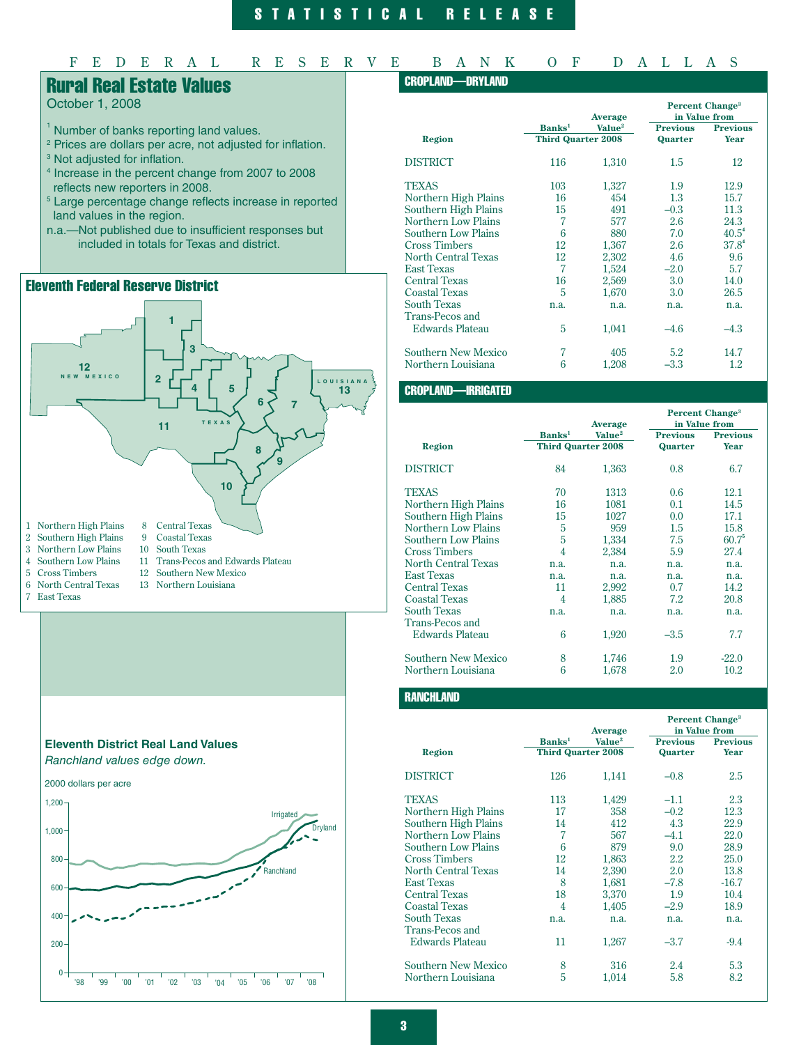# Rural Real Estate Values

October 1, 2008

[1] Number of banks reporting land values.
[2] Prices are dollars per acre, not adjusted for inflation.
[3] Not adjusted for inflation.
[4] Increase in the percent change from 2007 to 2008 reflects new reporters in 2008.
[5] Large percentage change reflects increase in reported land values in the region.
n.a.—Not published due to insufficient responses but included in totals for Texas and district.

## Eleventh Federal Reserve District

1 Northern High Plains
2 Southern High Plains
3 Northern Low Plains
4 Southern Low Plains
5 Cross Timbers
6 North Central Texas
7 East Texas
8 Central Texas
9 Coastal Texas
10 South Texas
11 Trans-Pecos and Edwards Plateau
12 Southern New Mexico
13 Northern Louisiana

## Eleventh District Real Land Values

*Ranchland values edge down.*

2000 dollars per acre

## CROPLAND—DRYLAND

| Region | Banks[1] | Average Value[2] | Percent Change[3] in Value from Previous Quarter | Percent Change[3] in Value from Previous Year |
|---|---|---|---|---|
| | Third Quarter 2008 | | | |
| DISTRICT | 116 | 1,310 | 1.5 | 12 |
| TEXAS | 103 | 1,327 | 1.9 | 12.9 |
| Northern High Plains | 16 | 454 | 1.3 | 15.7 |
| Southern High Plains | 15 | 491 | –0.3 | 11.3 |
| Northern Low Plains | 7 | 577 | 2.6 | 24.3 |
| Southern Low Plains | 6 | 880 | 7.0 | 40.5[4] |
| Cross Timbers | 12 | 1,367 | 2.6 | 37.8[4] |
| North Central Texas | 12 | 2,302 | 4.6 | 9.6 |
| East Texas | 7 | 1,524 | –2.0 | 5.7 |
| Central Texas | 16 | 2,569 | 3.0 | 14.0 |
| Coastal Texas | 5 | 1,670 | 3.0 | 26.5 |
| South Texas | n.a. | n.a. | n.a. | n.a. |
| Trans-Pecos and Edwards Plateau | 5 | 1,041 | –4.6 | –4.3 |
| Southern New Mexico | 7 | 405 | 5.2 | 14.7 |
| Northern Louisiana | 6 | 1,208 | –3.3 | 1.2 |

## CROPLAND—IRRIGATED

| Region | Banks[1] | Average Value[2] | Percent Change[3] in Value from Previous Quarter | Percent Change[3] in Value from Previous Year |
|---|---|---|---|---|
| | Third Quarter 2008 | | | |
| DISTRICT | 84 | 1,363 | 0.8 | 6.7 |
| TEXAS | 70 | 1313 | 0.6 | 12.1 |
| Northern High Plains | 16 | 1081 | 0.1 | 14.5 |
| Southern High Plains | 15 | 1027 | 0.0 | 17.1 |
| Northern Low Plains | 5 | 959 | 1.5 | 15.8 |
| Southern Low Plains | 5 | 1,334 | 7.5 | 60.7[5] |
| Cross Timbers | 4 | 2,384 | 5.9 | 27.4 |
| North Central Texas | n.a. | n.a. | n.a. | n.a. |
| East Texas | n.a. | n.a. | n.a. | n.a. |
| Central Texas | 11 | 2,992 | 0.7 | 14.2 |
| Coastal Texas | 4 | 1,885 | 7.2 | 20.8 |
| South Texas | n.a. | n.a. | n.a. | n.a. |
| Trans-Pecos and Edwards Plateau | 6 | 1,920 | –3.5 | 7.7 |
| Southern New Mexico | 8 | 1,746 | 1.9 | -22.0 |
| Northern Louisiana | 6 | 1,678 | 2.0 | 10.2 |

## RANCHLAND

| Region | Banks[1] | Average Value[2] | Percent Change[3] in Value from Previous Quarter | Percent Change[3] in Value from Previous Year |
|---|---|---|---|---|
| | Third Quarter 2008 | | | |
| DISTRICT | 126 | 1,141 | –0.8 | 2.5 |
| TEXAS | 113 | 1,429 | –1.1 | 2.3 |
| Northern High Plains | 17 | 358 | –0.2 | 12.3 |
| Southern High Plains | 14 | 412 | 4.3 | 22.9 |
| Northern Low Plains | 7 | 567 | –4.1 | 22.0 |
| Southern Low Plains | 6 | 879 | 9.0 | 28.9 |
| Cross Timbers | 12 | 1,863 | 2.2 | 25.0 |
| North Central Texas | 14 | 2,390 | 2.0 | 13.8 |
| East Texas | 8 | 1,681 | –7.8 | -16.7 |
| Central Texas | 18 | 3,370 | 1.9 | 10.4 |
| Coastal Texas | 4 | 1,405 | –2.9 | 18.9 |
| South Texas | n.a. | n.a. | n.a. | n.a. |
| Trans-Pecos and Edwards Plateau | 11 | 1,267 | –3.7 | -9.4 |
| Southern New Mexico | 8 | 316 | 2.4 | 5.3 |
| Northern Louisiana | 5 | 1,014 | 5.8 | 8.2 |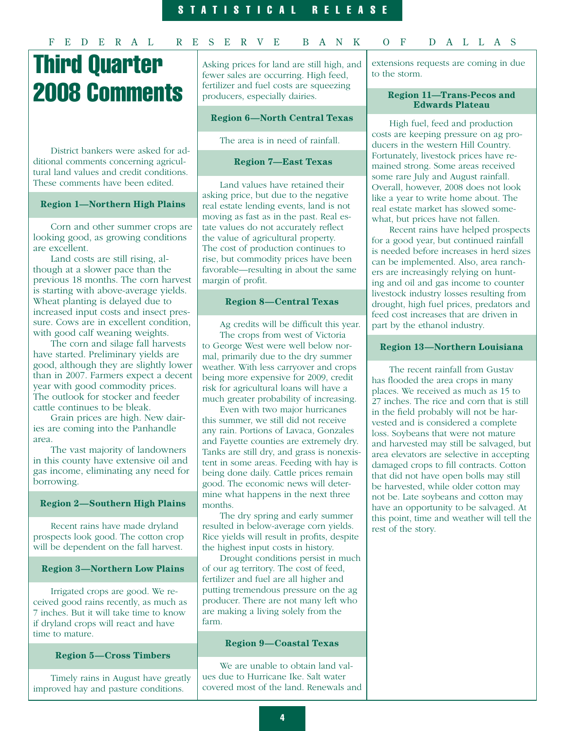# Third Quarter 2008 Comments

District bankers were asked for additional comments concerning agricultural land values and credit conditions. These comments have been edited.

### Region 1—Northern High Plains

Corn and other summer crops are looking good, as growing conditions are excellent.

Land costs are still rising, although at a slower pace than the previous 18 months. The corn harvest is starting with above-average yields. Wheat planting is delayed due to increased input costs and insect pressure. Cows are in excellent condition, with good calf weaning weights.

The corn and silage fall harvests have started. Preliminary yields are good, although they are slightly lower than in 2007. Farmers expect a decent year with good commodity prices. The outlook for stocker and feeder cattle continues to be bleak.

Grain prices are high. New dairies are coming into the Panhandle area.

The vast majority of landowners in this county have extensive oil and gas income, eliminating any need for borrowing.

### Region 2—Southern High Plains

Recent rains have made dryland prospects look good. The cotton crop will be dependent on the fall harvest.

### Region 3—Northern Low Plains

Irrigated crops are good. We received good rains recently, as much as 7 inches. But it will take time to know if dryland crops will react and have time to mature.

### Region 5—Cross Timbers

Timely rains in August have greatly improved hay and pasture conditions. Asking prices for land are still high, and fewer sales are occurring. High feed, fertilizer and fuel costs are squeezing producers, especially dairies.

### Region 6—North Central Texas

The area is in need of rainfall.

### Region 7—East Texas

Land values have retained their asking price, but due to the negative real estate lending events, land is not moving as fast as in the past. Real estate values do not accurately reflect the value of agricultural property. The cost of production continues to rise, but commodity prices have been favorable—resulting in about the same margin of profit.

### Region 8—Central Texas

Ag credits will be difficult this year.

The crops from west of Victoria to George West were well below normal, primarily due to the dry summer weather. With less carryover and crops being more expensive for 2009, credit risk for agricultural loans will have a much greater probability of increasing.

Even with two major hurricanes this summer, we still did not receive any rain. Portions of Lavaca, Gonzales and Fayette counties are extremely dry. Tanks are still dry, and grass is nonexistent in some areas. Feeding with hay is being done daily. Cattle prices remain good. The economic news will determine what happens in the next three months.

The dry spring and early summer resulted in below-average corn yields. Rice yields will result in profits, despite the highest input costs in history.

Drought conditions persist in much of our ag territory. The cost of feed, fertilizer and fuel are all higher and putting tremendous pressure on the ag producer. There are not many left who are making a living solely from the farm.

### Region 9—Coastal Texas

We are unable to obtain land values due to Hurricane Ike. Salt water covered most of the land. Renewals and extensions requests are coming in due to the storm.

### Region 11—Trans-Pecos and Edwards Plateau

High fuel, feed and production costs are keeping pressure on ag producers in the western Hill Country. Fortunately, livestock prices have remained strong. Some areas received some rare July and August rainfall. Overall, however, 2008 does not look like a year to write home about. The real estate market has slowed somewhat, but prices have not fallen.

Recent rains have helped prospects for a good year, but continued rainfall is needed before increases in herd sizes can be implemented. Also, area ranchers are increasingly relying on hunting and oil and gas income to counter livestock industry losses resulting from drought, high fuel prices, predators and feed cost increases that are driven in part by the ethanol industry.

### Region 13—Northern Louisiana

The recent rainfall from Gustav has flooded the area crops in many places. We received as much as 15 to 27 inches. The rice and corn that is still in the field probably will not be harvested and is considered a complete loss. Soybeans that were not mature and harvested may still be salvaged, but area elevators are selective in accepting damaged crops to fill contracts. Cotton that did not have open bolls may still be harvested, while older cotton may not be. Late soybeans and cotton may have an opportunity to be salvaged. At this point, time and weather will tell the rest of the story.